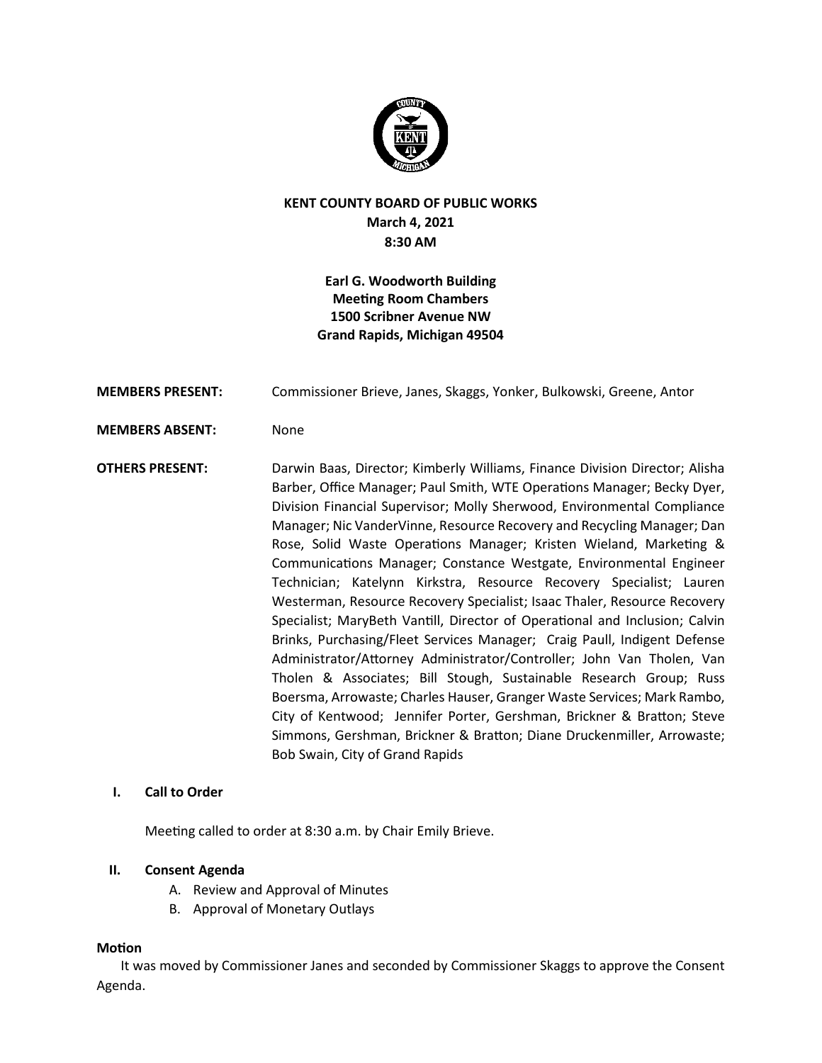**KENT COUNTY BOARD OF PUBLIC WORKS**
**March 4, 2021**
**8:30 AM**

**Earl G. Woodworth Building**
**Meeting Room Chambers**
**1500 Scribner Avenue NW**
**Grand Rapids, Michigan 49504**

**MEMBERS PRESENT:** Commissioner Brieve, Janes, Skaggs, Yonker, Bulkowski, Greene, Antor

**MEMBERS ABSENT:** None

**OTHERS PRESENT:** Darwin Baas, Director; Kimberly Williams, Finance Division Director; Alisha Barber, Office Manager; Paul Smith, WTE Operations Manager; Becky Dyer, Division Financial Supervisor; Molly Sherwood, Environmental Compliance Manager; Nic VanderVinne, Resource Recovery and Recycling Manager; Dan Rose, Solid Waste Operations Manager; Kristen Wieland, Marketing & Communications Manager; Constance Westgate, Environmental Engineer Technician; Katelynn Kirkstra, Resource Recovery Specialist; Lauren Westerman, Resource Recovery Specialist; Isaac Thaler, Resource Recovery Specialist; MaryBeth Vantill, Director of Operational and Inclusion; Calvin Brinks, Purchasing/Fleet Services Manager; Craig Paull, Indigent Defense Administrator/Attorney Administrator/Controller; John Van Tholen, Van Tholen & Associates; Bill Stough, Sustainable Research Group; Russ Boersma, Arrowaste; Charles Hauser, Granger Waste Services; Mark Rambo, City of Kentwood; Jennifer Porter, Gershman, Brickner & Bratton; Steve Simmons, Gershman, Brickner & Bratton; Diane Druckenmiller, Arrowaste; Bob Swain, City of Grand Rapids

## I. Call to Order

Meeting called to order at 8:30 a.m. by Chair Emily Brieve.

## II. Consent Agenda

A. Review and Approval of Minutes
B. Approval of Monetary Outlays

**Motion**

It was moved by Commissioner Janes and seconded by Commissioner Skaggs to approve the Consent Agenda.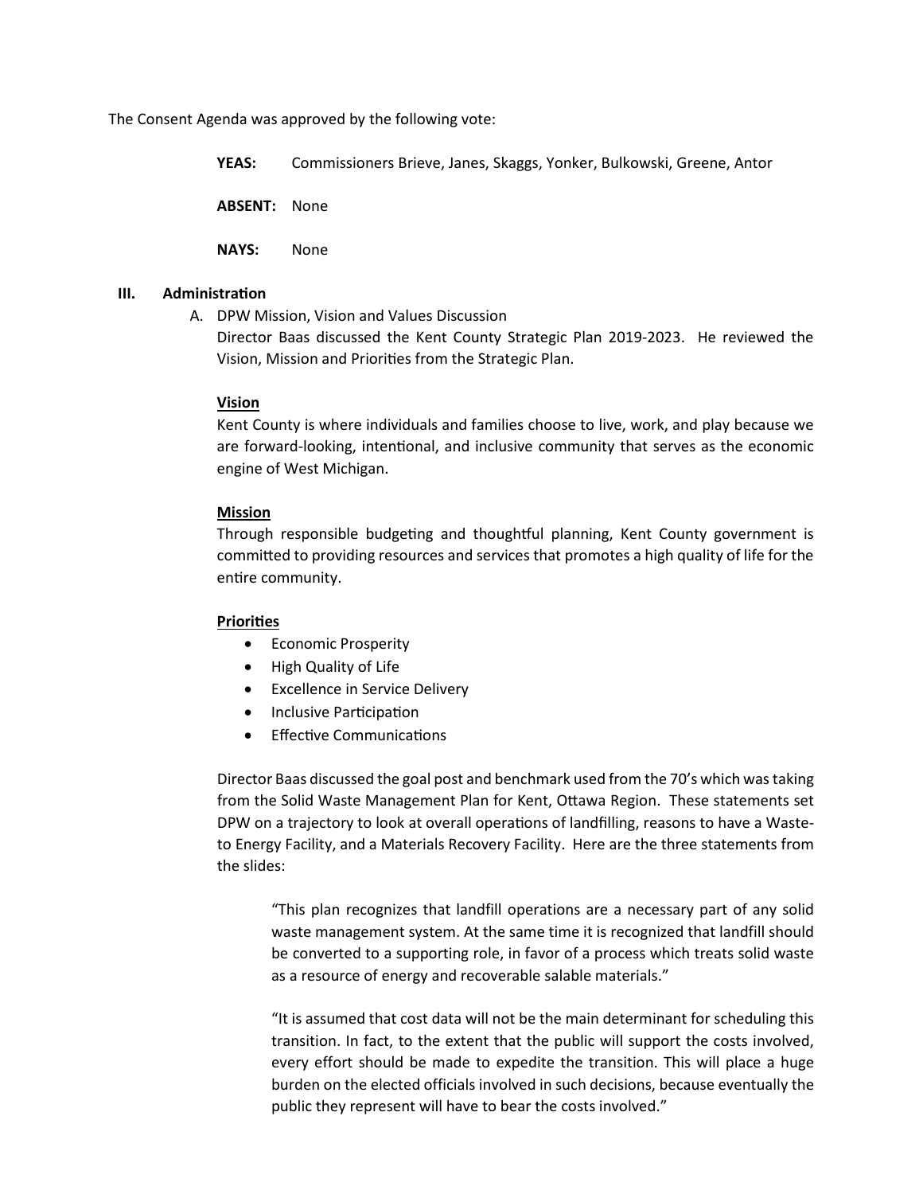The Consent Agenda was approved by the following vote:

> **YEAS:** Commissioners Brieve, Janes, Skaggs, Yonker, Bulkowski, Greene, Antor
>
> **ABSENT:** None
>
> **NAYS:** None

## III. Administration

A. DPW Mission, Vision and Values Discussion

Director Baas discussed the Kent County Strategic Plan 2019-2023. He reviewed the Vision, Mission and Priorities from the Strategic Plan.

**Vision**

Kent County is where individuals and families choose to live, work, and play because we are forward-looking, intentional, and inclusive community that serves as the economic engine of West Michigan.

**Mission**

Through responsible budgeting and thoughtful planning, Kent County government is committed to providing resources and services that promotes a high quality of life for the entire community.

**Priorities**

- Economic Prosperity
- High Quality of Life
- Excellence in Service Delivery
- Inclusive Participation
- Effective Communications

Director Baas discussed the goal post and benchmark used from the 70's which was taking from the Solid Waste Management Plan for Kent, Ottawa Region. These statements set DPW on a trajectory to look at overall operations of landfilling, reasons to have a Waste-to Energy Facility, and a Materials Recovery Facility. Here are the three statements from the slides:

> "This plan recognizes that landfill operations are a necessary part of any solid waste management system. At the same time it is recognized that landfill should be converted to a supporting role, in favor of a process which treats solid waste as a resource of energy and recoverable salable materials."
>
> "It is assumed that cost data will not be the main determinant for scheduling this transition. In fact, to the extent that the public will support the costs involved, every effort should be made to expedite the transition. This will place a huge burden on the elected officials involved in such decisions, because eventually the public they represent will have to bear the costs involved."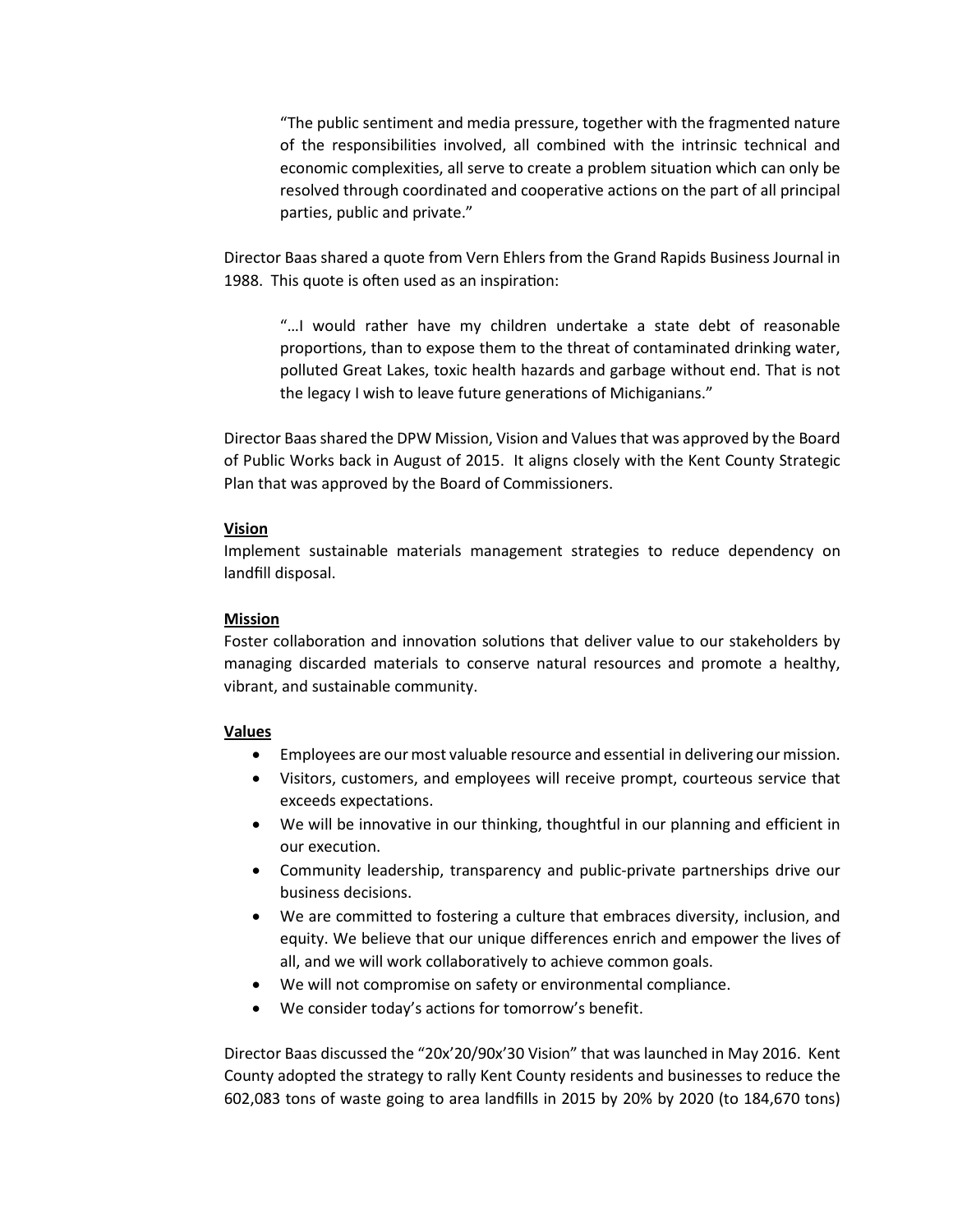> "The public sentiment and media pressure, together with the fragmented nature of the responsibilities involved, all combined with the intrinsic technical and economic complexities, all serve to create a problem situation which can only be resolved through coordinated and cooperative actions on the part of all principal parties, public and private."

Director Baas shared a quote from Vern Ehlers from the Grand Rapids Business Journal in 1988. This quote is often used as an inspiration:

> "…I would rather have my children undertake a state debt of reasonable proportions, than to expose them to the threat of contaminated drinking water, polluted Great Lakes, toxic health hazards and garbage without end. That is not the legacy I wish to leave future generations of Michiganians."

Director Baas shared the DPW Mission, Vision and Values that was approved by the Board of Public Works back in August of 2015. It aligns closely with the Kent County Strategic Plan that was approved by the Board of Commissioners.

**Vision**
Implement sustainable materials management strategies to reduce dependency on landfill disposal.

**Mission**
Foster collaboration and innovation solutions that deliver value to our stakeholders by managing discarded materials to conserve natural resources and promote a healthy, vibrant, and sustainable community.

**Values**

- Employees are our most valuable resource and essential in delivering our mission.
- Visitors, customers, and employees will receive prompt, courteous service that exceeds expectations.
- We will be innovative in our thinking, thoughtful in our planning and efficient in our execution.
- Community leadership, transparency and public-private partnerships drive our business decisions.
- We are committed to fostering a culture that embraces diversity, inclusion, and equity. We believe that our unique differences enrich and empower the lives of all, and we will work collaboratively to achieve common goals.
- We will not compromise on safety or environmental compliance.
- We consider today's actions for tomorrow's benefit.

Director Baas discussed the "20x'20/90x'30 Vision" that was launched in May 2016. Kent County adopted the strategy to rally Kent County residents and businesses to reduce the 602,083 tons of waste going to area landfills in 2015 by 20% by 2020 (to 184,670 tons)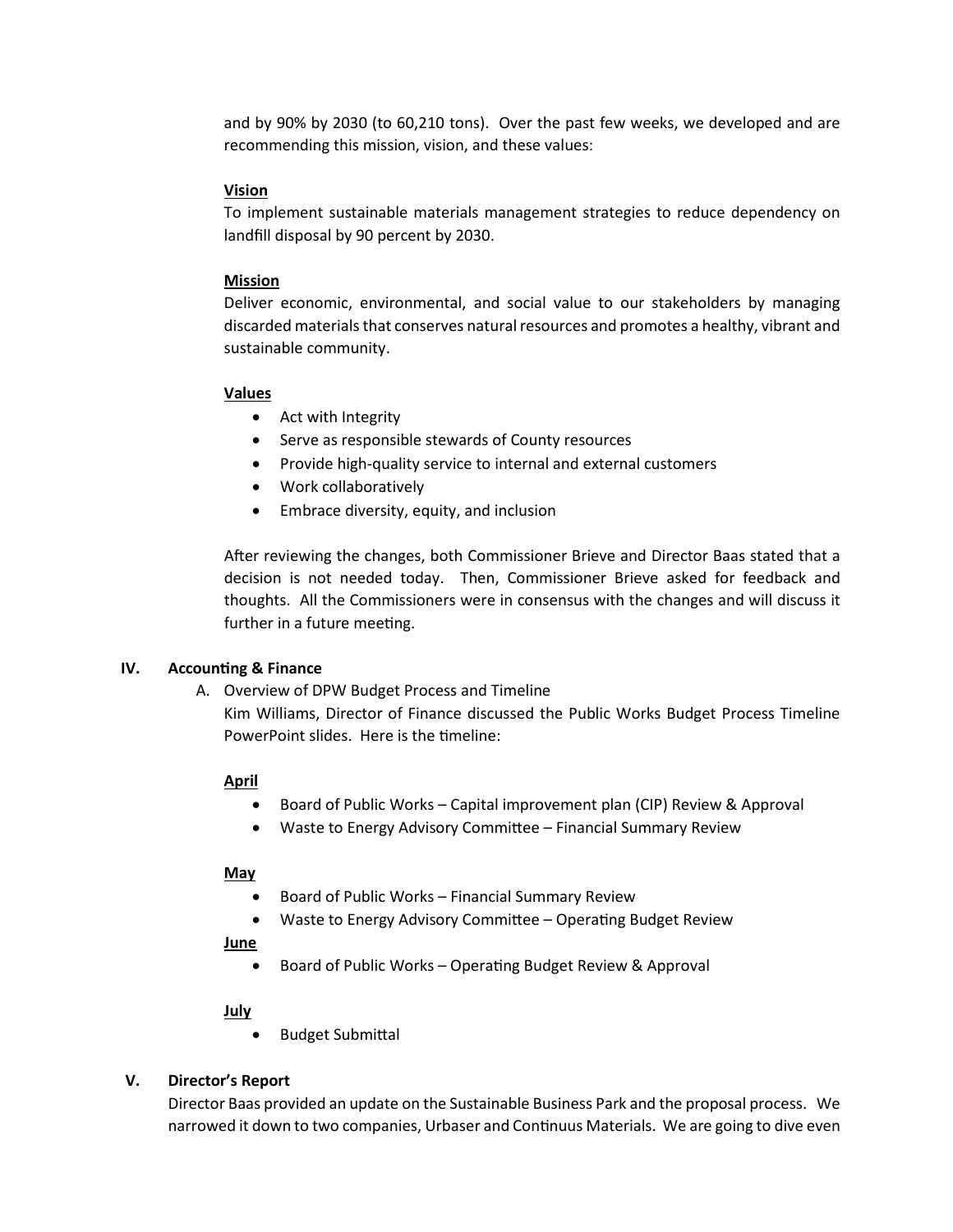and by 90% by 2030 (to 60,210 tons). Over the past few weeks, we developed and are recommending this mission, vision, and these values:

**Vision**

To implement sustainable materials management strategies to reduce dependency on landfill disposal by 90 percent by 2030.

**Mission**

Deliver economic, environmental, and social value to our stakeholders by managing discarded materials that conserves natural resources and promotes a healthy, vibrant and sustainable community.

**Values**

- Act with Integrity
- Serve as responsible stewards of County resources
- Provide high-quality service to internal and external customers
- Work collaboratively
- Embrace diversity, equity, and inclusion

After reviewing the changes, both Commissioner Brieve and Director Baas stated that a decision is not needed today. Then, Commissioner Brieve asked for feedback and thoughts. All the Commissioners were in consensus with the changes and will discuss it further in a future meeting.

## IV. Accounting & Finance

A. Overview of DPW Budget Process and Timeline

Kim Williams, Director of Finance discussed the Public Works Budget Process Timeline PowerPoint slides. Here is the timeline:

**April**

- Board of Public Works – Capital improvement plan (CIP) Review & Approval
- Waste to Energy Advisory Committee – Financial Summary Review

**May**

- Board of Public Works – Financial Summary Review
- Waste to Energy Advisory Committee – Operating Budget Review

**June**

- Board of Public Works – Operating Budget Review & Approval

**July**

- Budget Submittal

## V. Director's Report

Director Baas provided an update on the Sustainable Business Park and the proposal process. We narrowed it down to two companies, Urbaser and Continuus Materials. We are going to dive even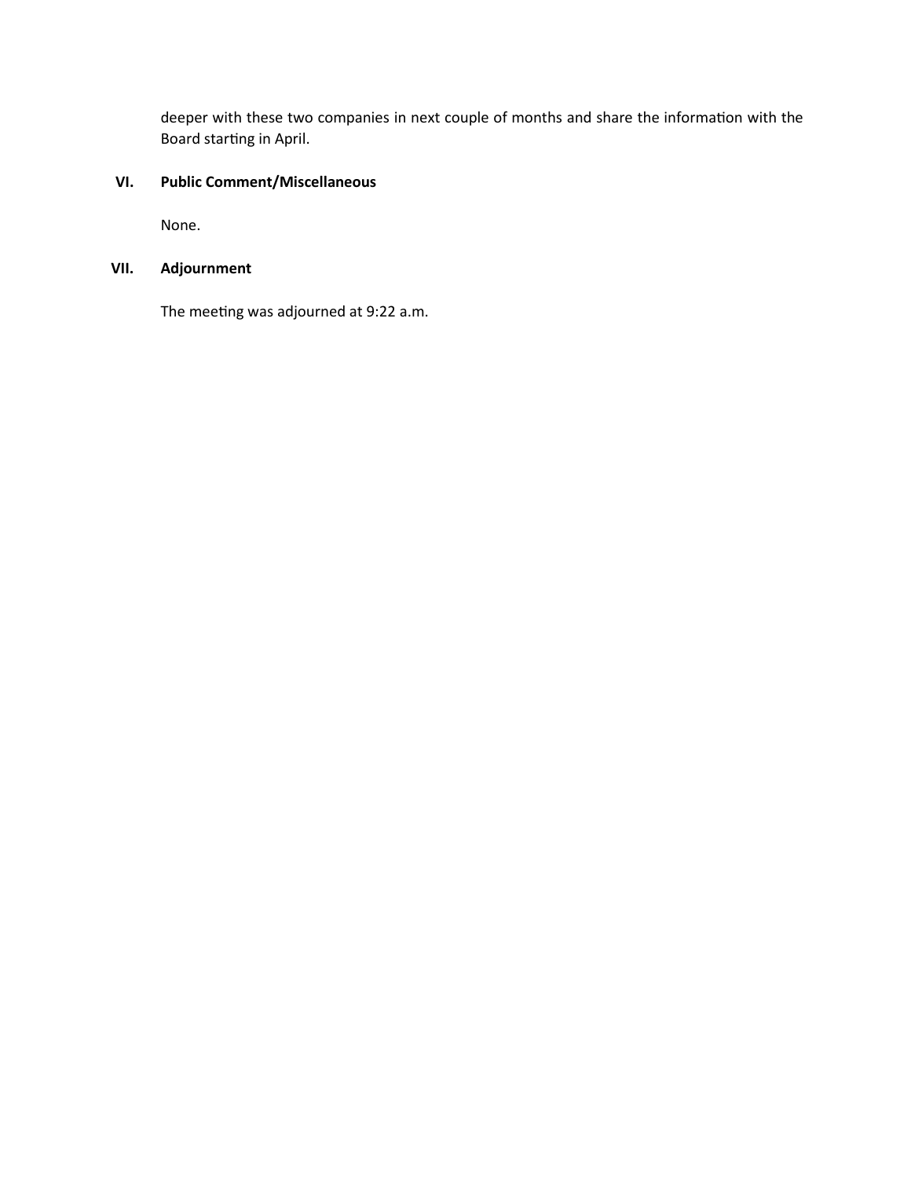deeper with these two companies in next couple of months and share the information with the Board starting in April.

## VI. Public Comment/Miscellaneous

None.

## VII. Adjournment

The meeting was adjourned at 9:22 a.m.